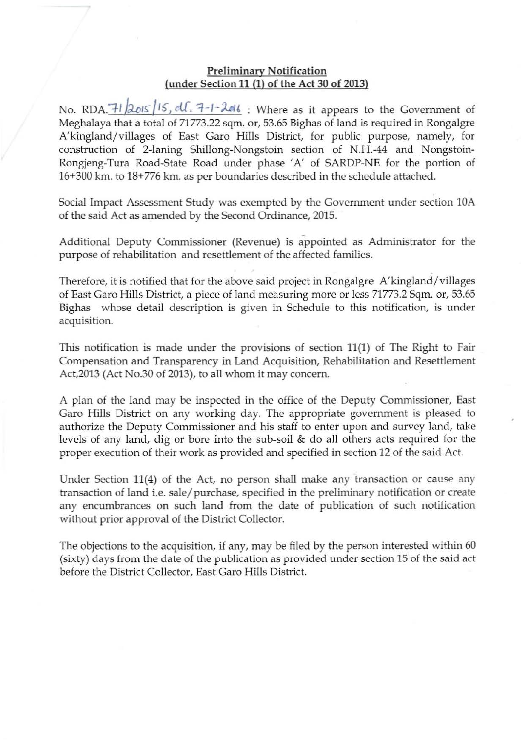**Preliminary Notification**
**(under Section 11 (1) of the Act 30 of 2013)**

No. RDA.71/2015/15, dt. 7-1-2016 : Where as it appears to the Government of Meghalaya that a total of 71773.22 sqm. or, 53.65 Bighas of land is required in Rongalgre A'kingland/villages of East Garo Hills District, for public purpose, namely, for construction of 2-laning Shillong-Nongstoin section of N.H.-44 and Nongstoin-Rongjeng-Tura Road-State Road under phase 'A' of SARDP-NE for the portion of 16+300 km. to 18+776 km. as per boundaries described in the schedule attached.

Social Impact Assessment Study was exempted by the Government under section 10A of the said Act as amended by the Second Ordinance, 2015.

Additional Deputy Commissioner (Revenue) is appointed as Administrator for the purpose of rehabilitation and resettlement of the affected families.

Therefore, it is notified that for the above said project in Rongalgre A'kingland/villages of East Garo Hills District, a piece of land measuring more or less 71773.2 Sqm. or, 53.65 Bighas whose detail description is given in Schedule to this notification, is under acquisition.

This notification is made under the provisions of section 11(1) of The Right to Fair Compensation and Transparency in Land Acquisition, Rehabilitation and Resettlement Act,2013 (Act No.30 of 2013), to all whom it may concern.

A plan of the land may be inspected in the office of the Deputy Commissioner, East Garo Hills District on any working day. The appropriate government is pleased to authorize the Deputy Commissioner and his staff to enter upon and survey land, take levels of any land, dig or bore into the sub-soil & do all others acts required for the proper execution of their work as provided and specified in section 12 of the said Act.

Under Section 11(4) of the Act, no person shall make any transaction or cause any transaction of land i.e. sale/purchase, specified in the preliminary notification or create any encumbrances on such land from the date of publication of such notification without prior approval of the District Collector.

The objections to the acquisition, if any, may be filed by the person interested within 60 (sixty) days from the date of the publication as provided under section 15 of the said act before the District Collector, East Garo Hills District.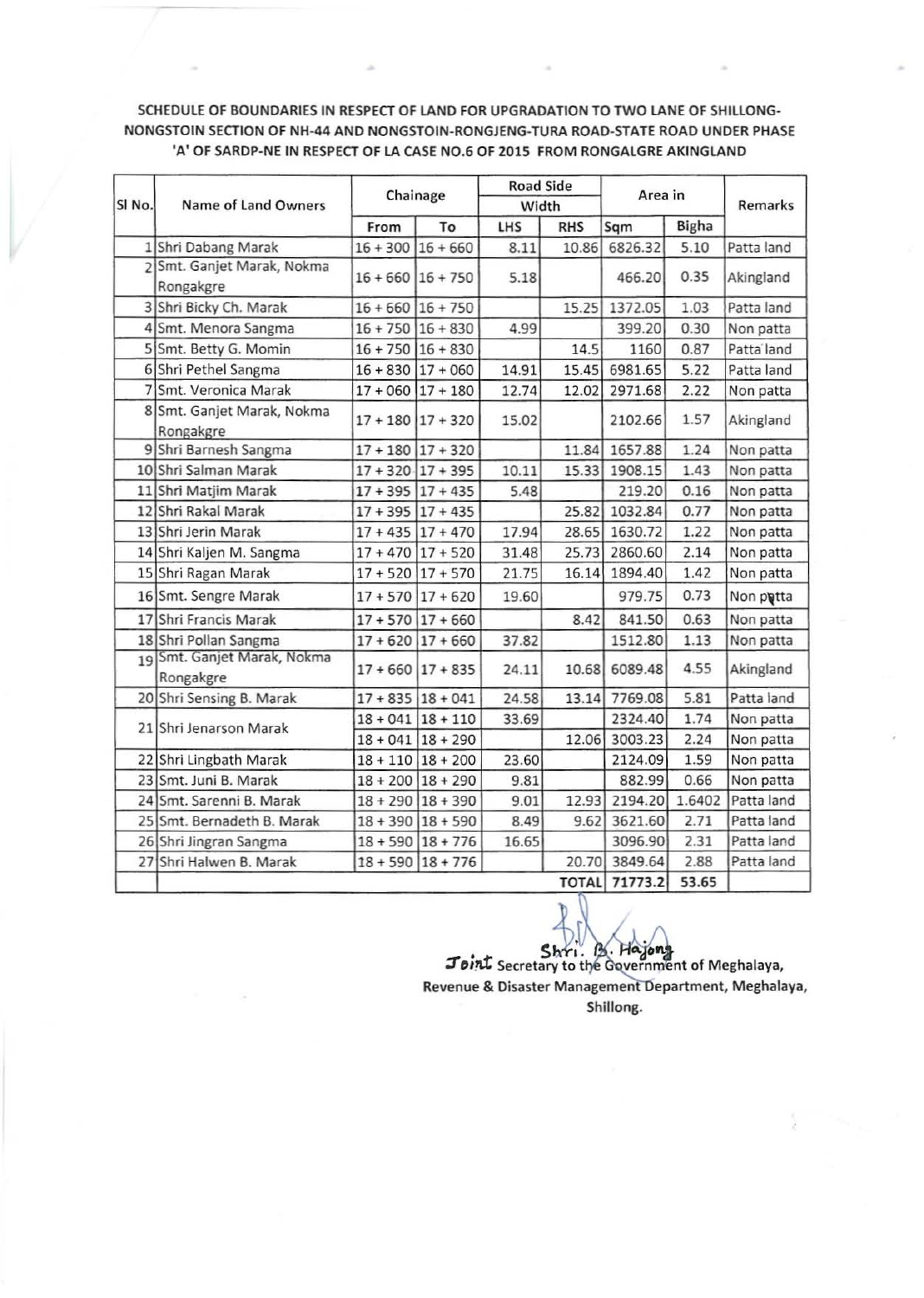SCHEDULE OF BOUNDARIES IN RESPECT OF LAND FOR UPGRADATION TO TWO LANE OF SHILLONG-NONGSTOIN SECTION OF NH-44 AND NONGSTOIN-RONGJENG-TURA ROAD-STATE ROAD UNDER PHASE 'A' OF SARDP-NE IN RESPECT OF LA CASE NO.6 OF 2015 FROM RONGALGRE AKINGLAND

| Sl No. | Name of Land Owners | Chainage | | Road Side Width | | Area in | | Remarks |
|---|---|---|---|---|---|---|---|---|
| | | From | To | LHS | RHS | Sqm | Bigha | |
| 1 | Shri Dabang Marak | 16 + 300 | 16 + 660 | 8.11 | 10.86 | 6826.32 | 5.10 | Patta land |
| 2 | Smt. Ganjet Marak, Nokma Rongakgre | 16 + 660 | 16 + 750 | 5.18 | | 466.20 | 0.35 | Akingland |
| 3 | Shri Bicky Ch. Marak | 16 + 660 | 16 + 750 | | 15.25 | 1372.05 | 1.03 | Patta land |
| 4 | Smt. Menora Sangma | 16 + 750 | 16 + 830 | 4.99 | | 399.20 | 0.30 | Non patta |
| 5 | Smt. Betty G. Momin | 16 + 750 | 16 + 830 | | 14.5 | 1160 | 0.87 | Patta land |
| 6 | Shri Pethel Sangma | 16 + 830 | 17 + 060 | 14.91 | 15.45 | 6981.65 | 5.22 | Patta land |
| 7 | Smt. Veronica Marak | 17 + 060 | 17 + 180 | 12.74 | 12.02 | 2971.68 | 2.22 | Non patta |
| 8 | Smt. Ganjet Marak, Nokma Rongakgre | 17 + 180 | 17 + 320 | 15.02 | | 2102.66 | 1.57 | Akingland |
| 9 | Shri Barnesh Sangma | 17 + 180 | 17 + 320 | | 11.84 | 1657.88 | 1.24 | Non patta |
| 10 | Shri Salman Marak | 17 + 320 | 17 + 395 | 10.11 | 15.33 | 1908.15 | 1.43 | Non patta |
| 11 | Shri Matjim Marak | 17 + 395 | 17 + 435 | 5.48 | | 219.20 | 0.16 | Non patta |
| 12 | Shri Rakal Marak | 17 + 395 | 17 + 435 | | 25.82 | 1032.84 | 0.77 | Non patta |
| 13 | Shri Jerin Marak | 17 + 435 | 17 + 470 | 17.94 | 28.65 | 1630.72 | 1.22 | Non patta |
| 14 | Shri Kaljen M. Sangma | 17 + 470 | 17 + 520 | 31.48 | 25.73 | 2860.60 | 2.14 | Non patta |
| 15 | Shri Ragan Marak | 17 + 520 | 17 + 570 | 21.75 | 16.14 | 1894.40 | 1.42 | Non patta |
| 16 | Smt. Sengre Marak | 17 + 570 | 17 + 620 | 19.60 | | 979.75 | 0.73 | Non patta |
| 17 | Shri Francis Marak | 17 + 570 | 17 + 660 | | 8.42 | 841.50 | 0.63 | Non patta |
| 18 | Shri Pollan Sangma | 17 + 620 | 17 + 660 | 37.82 | | 1512.80 | 1.13 | Non patta |
| 19 | Smt. Ganjet Marak, Nokma Rongakgre | 17 + 660 | 17 + 835 | 24.11 | 10.68 | 6089.48 | 4.55 | Akingland |
| 20 | Shri Sensing B. Marak | 17 + 835 | 18 + 041 | 24.58 | 13.14 | 7769.08 | 5.81 | Patta land |
| 21 | Shri Jenarson Marak | 18 + 041 | 18 + 110 | 33.69 | | 2324.40 | 1.74 | Non patta |
| | | 18 + 041 | 18 + 290 | | 12.06 | 3003.23 | 2.24 | Non patta |
| 22 | Shri Lingbath Marak | 18 + 110 | 18 + 200 | 23.60 | | 2124.09 | 1.59 | Non patta |
| 23 | Smt. Juni B. Marak | 18 + 200 | 18 + 290 | 9.81 | | 882.99 | 0.66 | Non patta |
| 24 | Smt. Sarenni B. Marak | 18 + 290 | 18 + 390 | 9.01 | 12.93 | 2194.20 | 1.6402 | Patta land |
| 25 | Smt. Bernadeth B. Marak | 18 + 390 | 18 + 590 | 8.49 | 9.62 | 3621.60 | 2.71 | Patta land |
| 26 | Shri Jingran Sangma | 18 + 590 | 18 + 776 | 16.65 | | 3096.90 | 2.31 | Patta land |
| 27 | Shri Halwen B. Marak | 18 + 590 | 18 + 776 | | 20.70 | 3849.64 | 2.88 | Patta land |
| | | | | | TOTAL | 71773.2 | 53.65 | |

Shri. B. Hajong
Joint Secretary to the Government of Meghalaya,
Revenue & Disaster Management Department, Meghalaya,
Shillong.